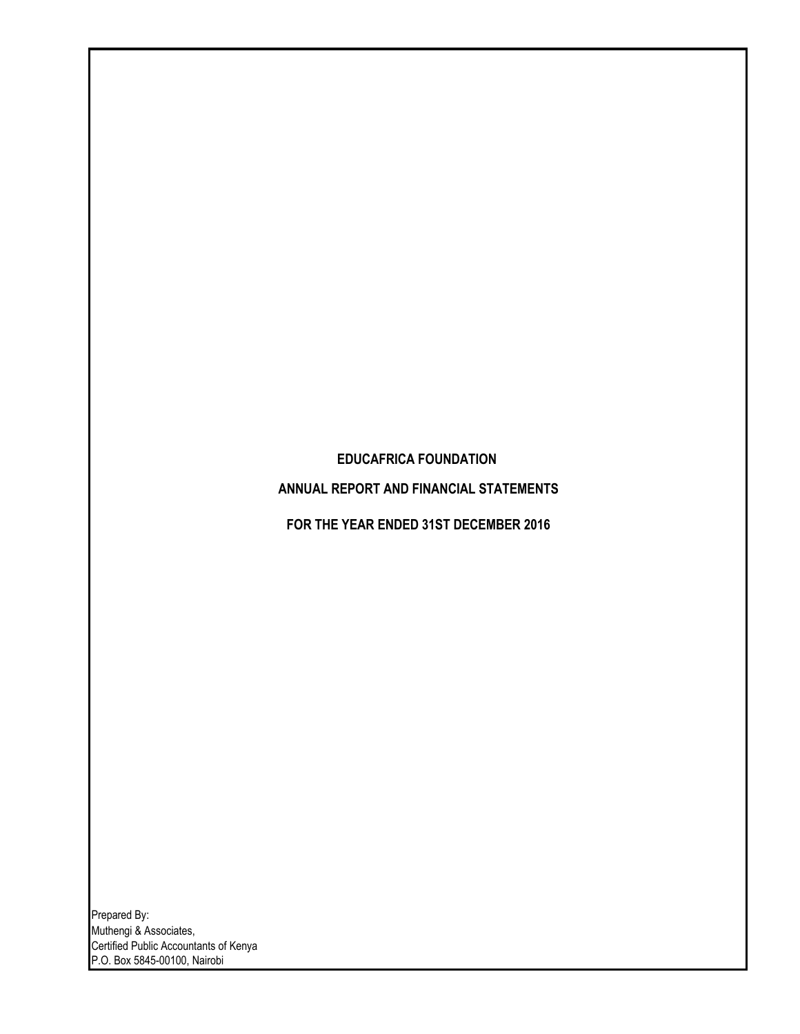# EDUCAFRICA FOUNDATION

## ANNUAL REPORT AND FINANCIAL STATEMENTS

## FOR THE YEAR ENDED 31ST DECEMBER 2016

Prepared By:
Muthengi & Associates,
Certified Public Accountants of Kenya
P.O. Box 5845-00100, Nairobi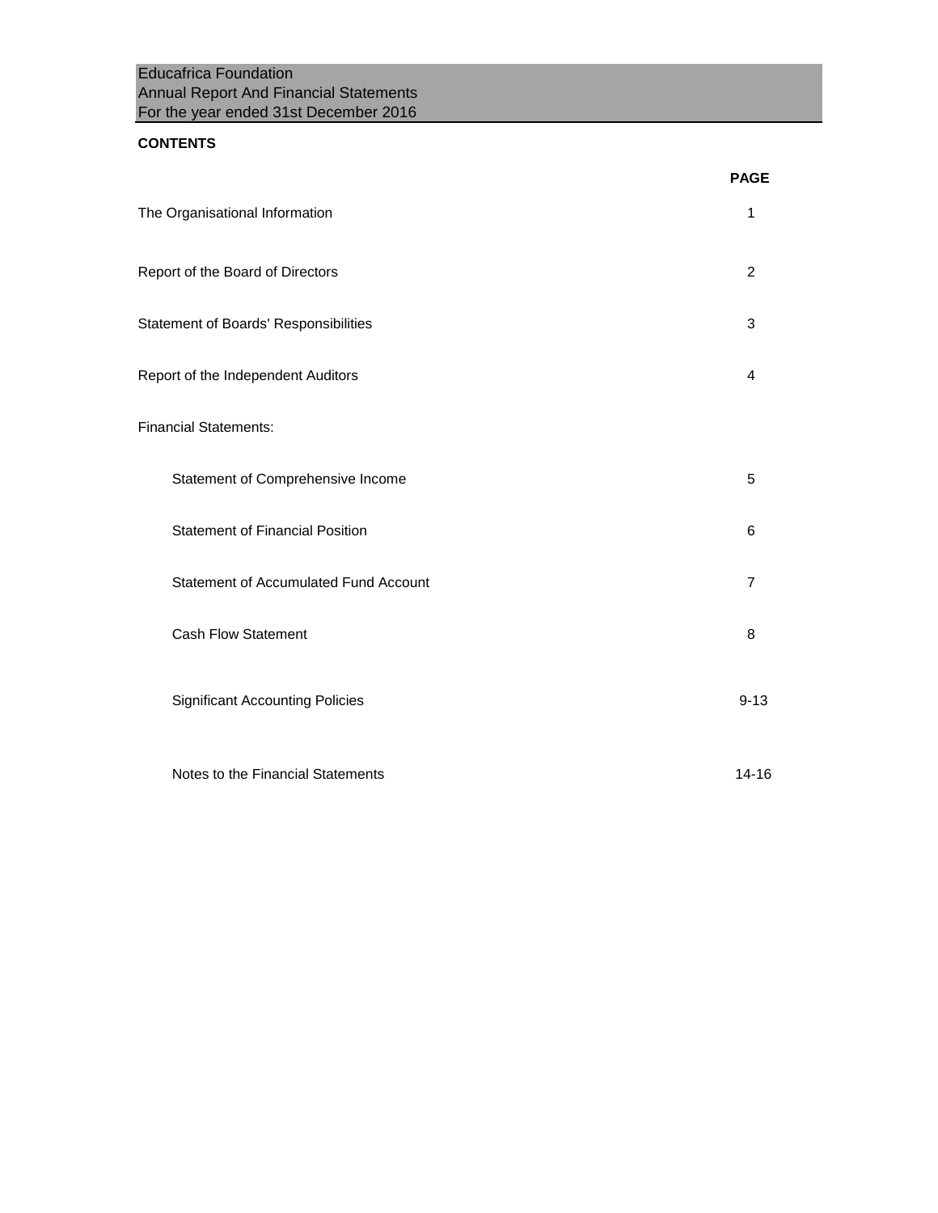Educafrica Foundation
Annual Report And Financial Statements
For the year ended 31st December 2016

**CONTENTS**

| | PAGE |
|---|---|
| The Organisational Information | 1 |
| Report of the Board of Directors | 2 |
| Statement of Boards' Responsibilities | 3 |
| Report of the Independent Auditors | 4 |
| Financial Statements: | |
| Statement of Comprehensive Income | 5 |
| Statement of Financial Position | 6 |
| Statement of Accumulated Fund Account | 7 |
| Cash Flow Statement | 8 |
| Significant Accounting Policies | 9-13 |
| Notes to the Financial Statements | 14-16 |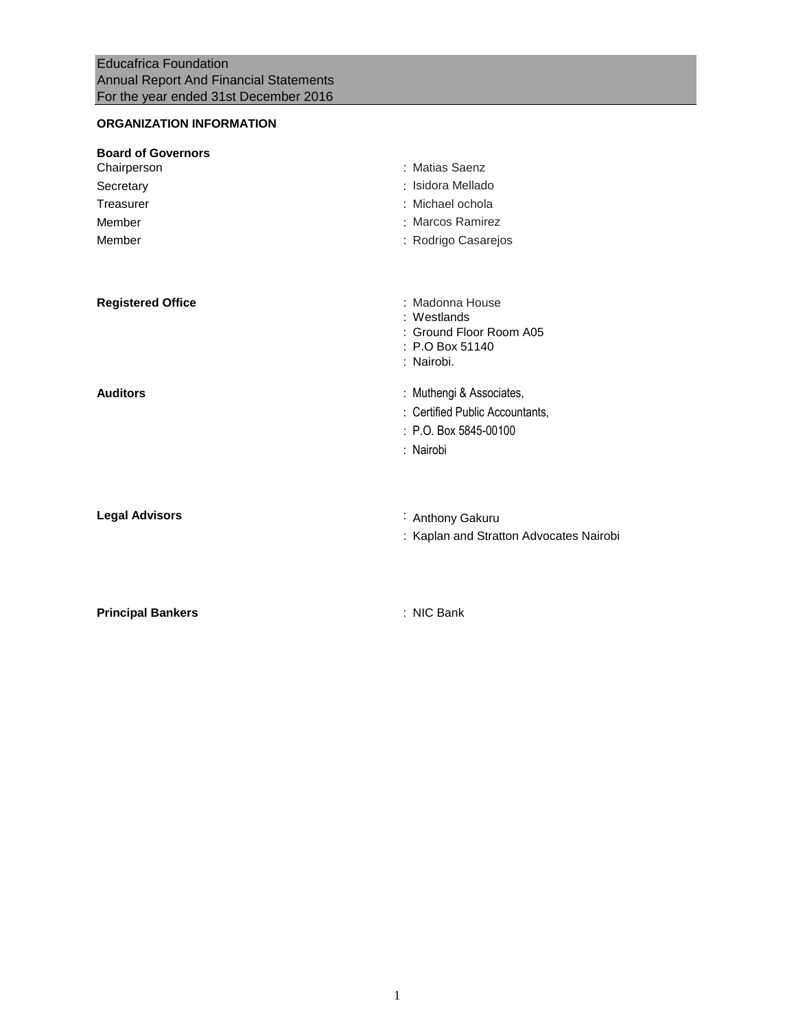Educafrica Foundation
Annual Report And Financial Statements
For the year ended 31st December 2016

## ORGANIZATION INFORMATION

**Board of Governors**

| | |
|---|---|
| Chairperson | : Matias Saenz |
| Secretary | : Isidora Mellado |
| Treasurer | : Michael ochola |
| Member | : Marcos Ramirez |
| Member | : Rodrigo Casarejos |

**Registered Office**
: Madonna House
: Westlands
: Ground Floor Room A05
: P.O Box 51140
: Nairobi.

**Auditors**
: Muthengi & Associates,
: Certified Public Accountants,
: P.O. Box 5845-00100
: Nairobi

**Legal Advisors**
: Anthony Gakuru
: Kaplan and Stratton Advocates Nairobi

**Principal Bankers**
: NIC Bank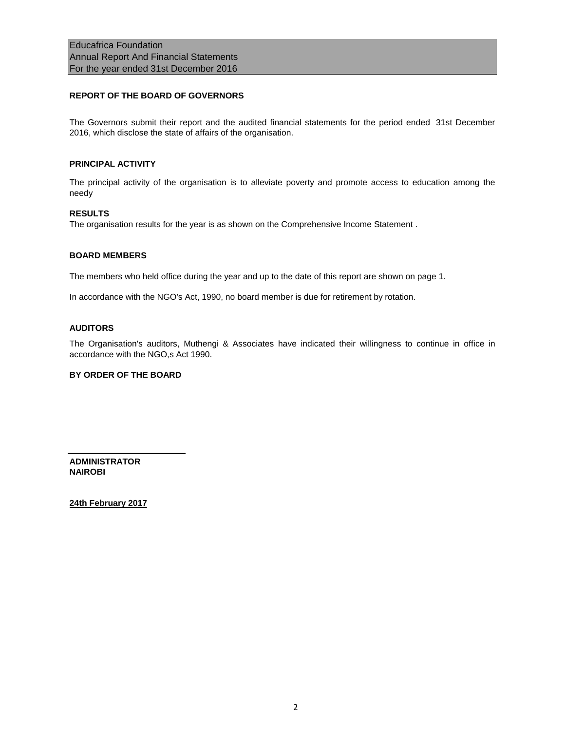## REPORT OF THE BOARD OF GOVERNORS

The Governors submit their report and the audited financial statements for the period ended 31st December 2016, which disclose the state of affairs of the organisation.

### PRINCIPAL ACTIVITY

The principal activity of the organisation is to alleviate poverty and promote access to education among the needy

### RESULTS

The organisation results for the year is as shown on the Comprehensive Income Statement .

### BOARD MEMBERS

The members who held office during the year and up to the date of this report are shown on page 1.

In accordance with the NGO's Act, 1990, no board member is due for retirement by rotation.

### AUDITORS

The Organisation's auditors, Muthengi & Associates have indicated their willingness to continue in office in accordance with the NGO,s Act 1990.

**BY ORDER OF THE BOARD**

**ADMINISTRATOR**
**NAIROBI**

**24th February 2017**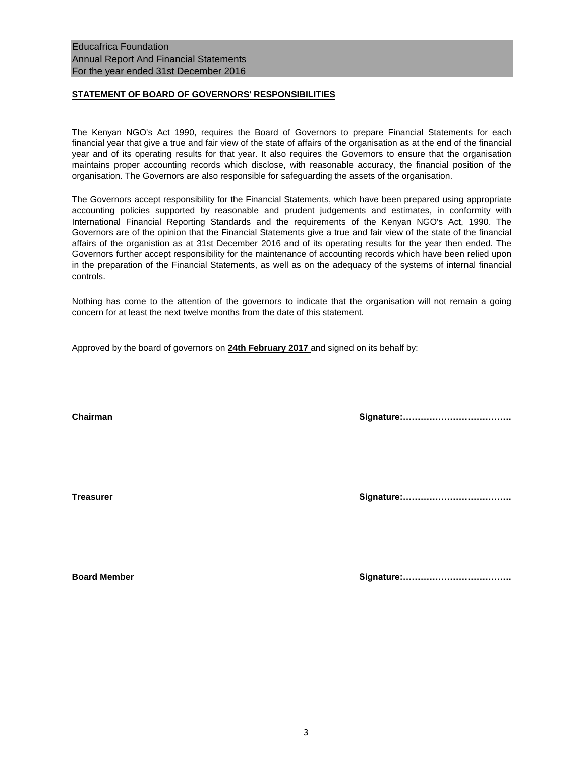## STATEMENT OF BOARD OF GOVERNORS' RESPONSIBILITIES

The Kenyan NGO's Act 1990, requires the Board of Governors to prepare Financial Statements for each financial year that give a true and fair view of the state of affairs of the organisation as at the end of the financial year and of its operating results for that year. It also requires the Governors to ensure that the organisation maintains proper accounting records which disclose, with reasonable accuracy, the financial position of the organisation. The Governors are also responsible for safeguarding the assets of the organisation.

The Governors accept responsibility for the Financial Statements, which have been prepared using appropriate accounting policies supported by reasonable and prudent judgements and estimates, in conformity with International Financial Reporting Standards and the requirements of the Kenyan NGO's Act, 1990. The Governors are of the opinion that the Financial Statements give a true and fair view of the state of the financial affairs of the organistion as at 31st December 2016 and of its operating results for the year then ended. The Governors further accept responsibility for the maintenance of accounting records which have been relied upon in the preparation of the Financial Statements, as well as on the adequacy of the systems of internal financial controls.

Nothing has come to the attention of the governors to indicate that the organisation will not remain a going concern for at least the next twelve months from the date of this statement.

Approved by the board of governors on **24th February 2017** and signed on its behalf by:

**Chairman** **Signature:……………………………….**

**Treasurer** **Signature:……………………………….**

**Board Member** **Signature:……………………………….**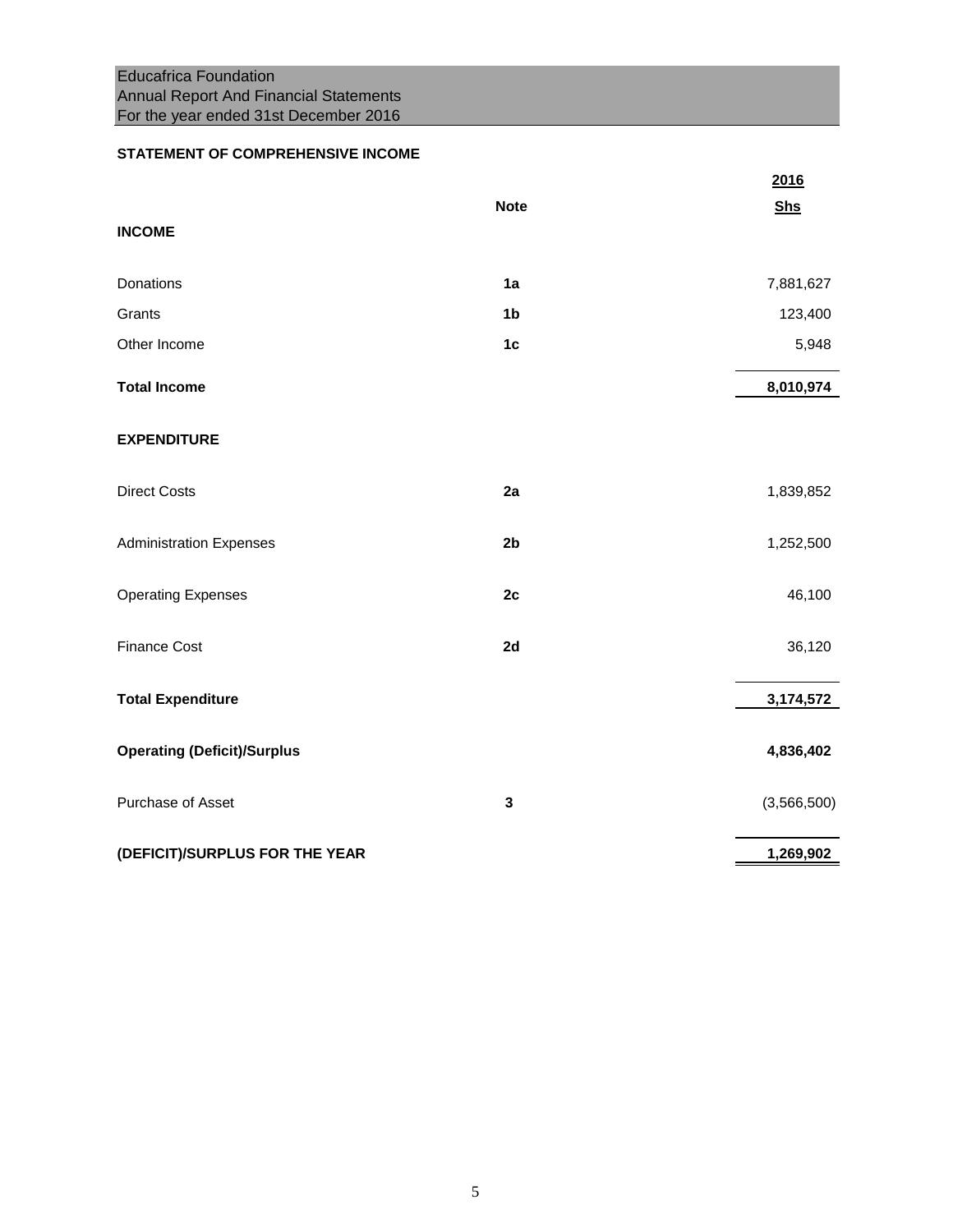Educafrica Foundation
Annual Report And Financial Statements
For the year ended 31st December 2016

### STATEMENT OF COMPREHENSIVE INCOME

| | Note | 2016 Shs |
|---|---|---|
| **INCOME** | | |
| Donations | **1a** | 7,881,627 |
| Grants | **1b** | 123,400 |
| Other Income | **1c** | 5,948 |
| **Total Income** | | **8,010,974** |
| **EXPENDITURE** | | |
| Direct Costs | **2a** | 1,839,852 |
| Administration Expenses | **2b** | 1,252,500 |
| Operating Expenses | **2c** | 46,100 |
| Finance Cost | **2d** | 36,120 |
| **Total Expenditure** | | **3,174,572** |
| **Operating (Deficit)/Surplus** | | **4,836,402** |
| Purchase of Asset | **3** | (3,566,500) |
| **(DEFICIT)/SURPLUS FOR THE YEAR** | | **1,269,902** |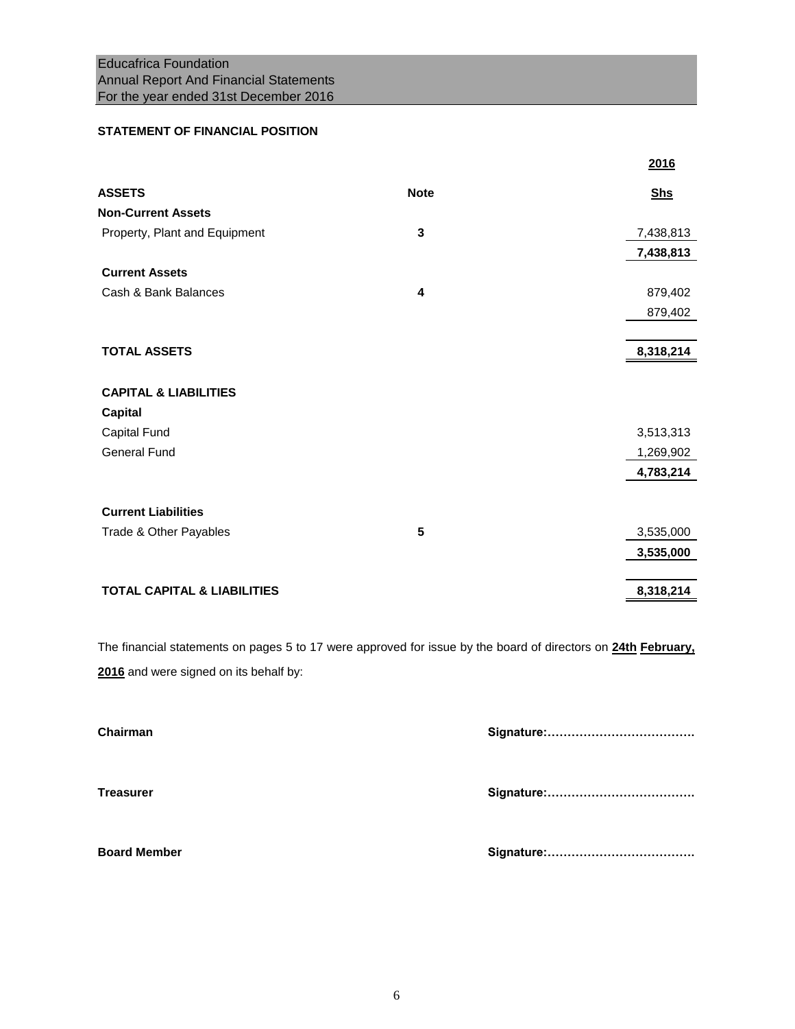## STATEMENT OF FINANCIAL POSITION

| | | 2016 |
|---|---|---|
| **ASSETS** | **Note** | **Shs** |
| **Non-Current Assets** | | |
| Property, Plant and Equipment | 3 | 7,438,813 |
| | | **7,438,813** |
| **Current Assets** | | |
| Cash & Bank Balances | 4 | 879,402 |
| | | 879,402 |
| **TOTAL ASSETS** | | **8,318,214** |
| **CAPITAL & LIABILITIES** | | |
| **Capital** | | |
| Capital Fund | | 3,513,313 |
| General Fund | | 1,269,902 |
| | | **4,783,214** |
| **Current Liabilities** | | |
| Trade & Other Payables | 5 | 3,535,000 |
| | | **3,535,000** |
| **TOTAL CAPITAL & LIABILITIES** | | **8,318,214** |

The financial statements on pages 5 to 17 were approved for issue by the board of directors on **24th February, 2016** and were signed on its behalf by:

**Chairman** **Signature:……………………………….**

**Treasurer** **Signature:……………………………….**

**Board Member** **Signature:……………………………….**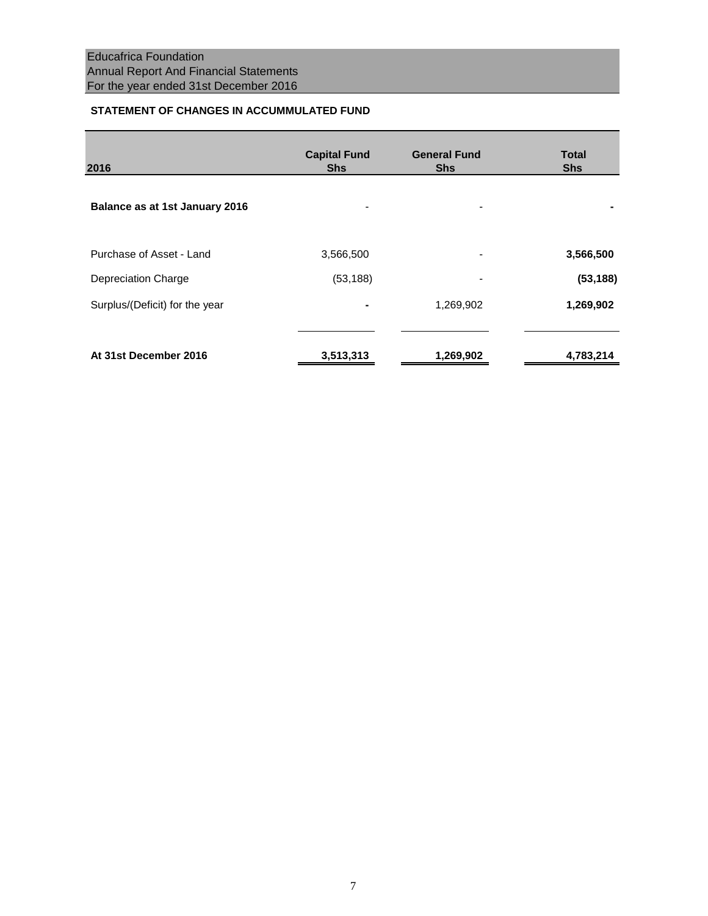Educafrica Foundation
Annual Report And Financial Statements
For the year ended 31st December 2016

## STATEMENT OF CHANGES IN ACCUMMULATED FUND

| 2016 | Capital Fund Shs | General Fund Shs | Total Shs |
|---|---|---|---|
| **Balance as at 1st January 2016** | - | - | **-** |
| Purchase of Asset - Land | 3,566,500 | - | **3,566,500** |
| Depreciation Charge | (53,188) | - | **(53,188)** |
| Surplus/(Deficit) for the year | - | 1,269,902 | **1,269,902** |
| **At 31st December 2016** | **3,513,313** | **1,269,902** | **4,783,214** |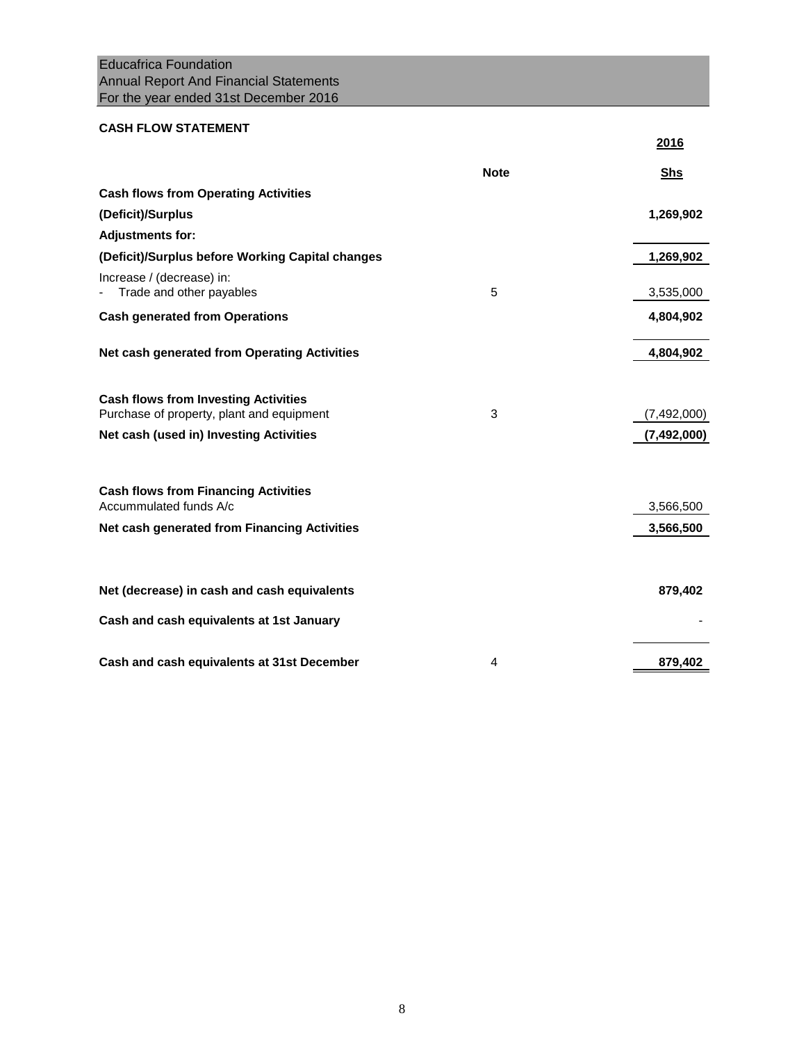Educafrica Foundation
Annual Report And Financial Statements
For the year ended 31st December 2016

**CASH FLOW STATEMENT**

| | Note | 2016 |
|---|---|---|
| | | **Shs** |
| **Cash flows from Operating Activities** | | |
| **(Deficit)/Surplus** | | **1,269,902** |
| **Adjustments for:** | | |
| **(Deficit)/Surplus before Working Capital changes** | | **1,269,902** |
| Increase / (decrease) in: | | |
| - Trade and other payables | 5 | 3,535,000 |
| **Cash generated from Operations** | | **4,804,902** |
| **Net cash generated from Operating Activities** | | **4,804,902** |
| **Cash flows from Investing Activities** | | |
| Purchase of property, plant and equipment | 3 | (7,492,000) |
| **Net cash (used in) Investing Activities** | | **(7,492,000)** |
| **Cash flows from Financing Activities** | | |
| Accummulated funds A/c | | 3,566,500 |
| **Net cash generated from Financing Activities** | | **3,566,500** |
| **Net (decrease) in cash and cash equivalents** | | **879,402** |
| **Cash and cash equivalents at 1st January** | | - |
| **Cash and cash equivalents at 31st December** | 4 | **879,402** |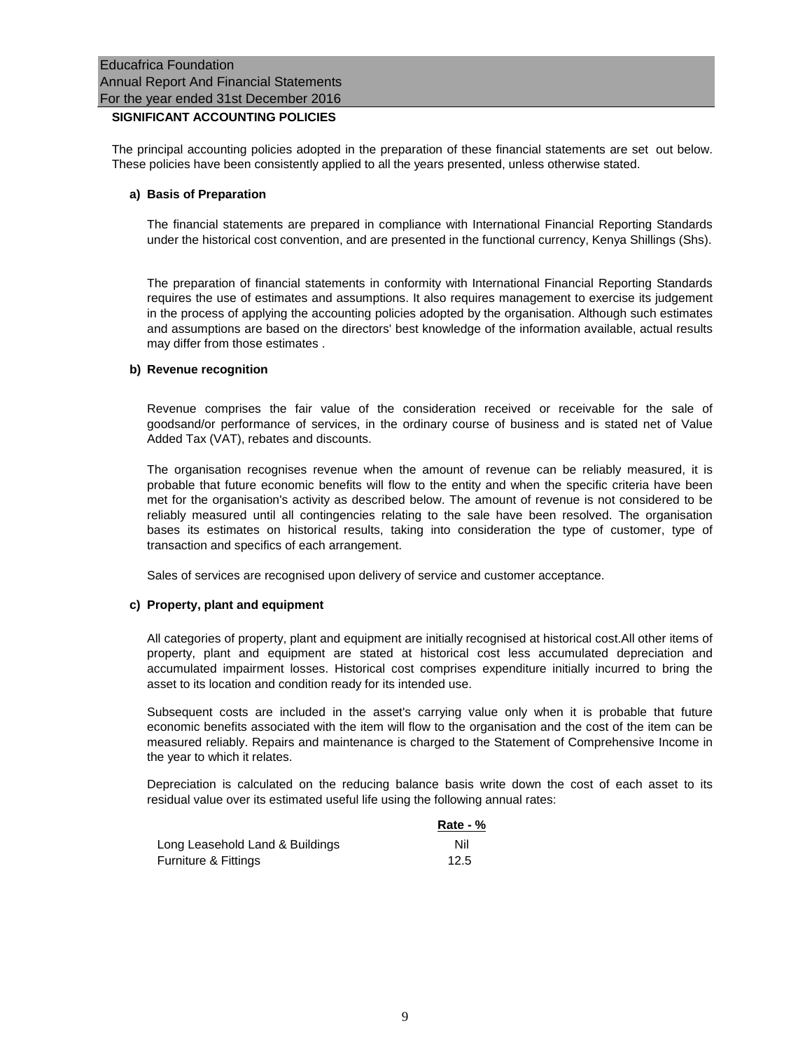## SIGNIFICANT ACCOUNTING POLICIES

The principal accounting policies adopted in the preparation of these financial statements are set out below. These policies have been consistently applied to all the years presented, unless otherwise stated.

### a) Basis of Preparation

The financial statements are prepared in compliance with International Financial Reporting Standards under the historical cost convention, and are presented in the functional currency, Kenya Shillings (Shs).

The preparation of financial statements in conformity with International Financial Reporting Standards requires the use of estimates and assumptions. It also requires management to exercise its judgement in the process of applying the accounting policies adopted by the organisation. Although such estimates and assumptions are based on the directors' best knowledge of the information available, actual results may differ from those estimates .

### b) Revenue recognition

Revenue comprises the fair value of the consideration received or receivable for the sale of goodsand/or performance of services, in the ordinary course of business and is stated net of Value Added Tax (VAT), rebates and discounts.

The organisation recognises revenue when the amount of revenue can be reliably measured, it is probable that future economic benefits will flow to the entity and when the specific criteria have been met for the organisation's activity as described below. The amount of revenue is not considered to be reliably measured until all contingencies relating to the sale have been resolved. The organisation bases its estimates on historical results, taking into consideration the type of customer, type of transaction and specifics of each arrangement.

Sales of services are recognised upon delivery of service and customer acceptance.

### c) Property, plant and equipment

All categories of property, plant and equipment are initially recognised at historical cost.All other items of property, plant and equipment are stated at historical cost less accumulated depreciation and accumulated impairment losses. Historical cost comprises expenditure initially incurred to bring the asset to its location and condition ready for its intended use.

Subsequent costs are included in the asset's carrying value only when it is probable that future economic benefits associated with the item will flow to the organisation and the cost of the item can be measured reliably. Repairs and maintenance is charged to the Statement of Comprehensive Income in the year to which it relates.

Depreciation is calculated on the reducing balance basis write down the cost of each asset to its residual value over its estimated useful life using the following annual rates:

| | Rate - % |
|---|---|
| Long Leasehold Land & Buildings | Nil |
| Furniture & Fittings | 12.5 |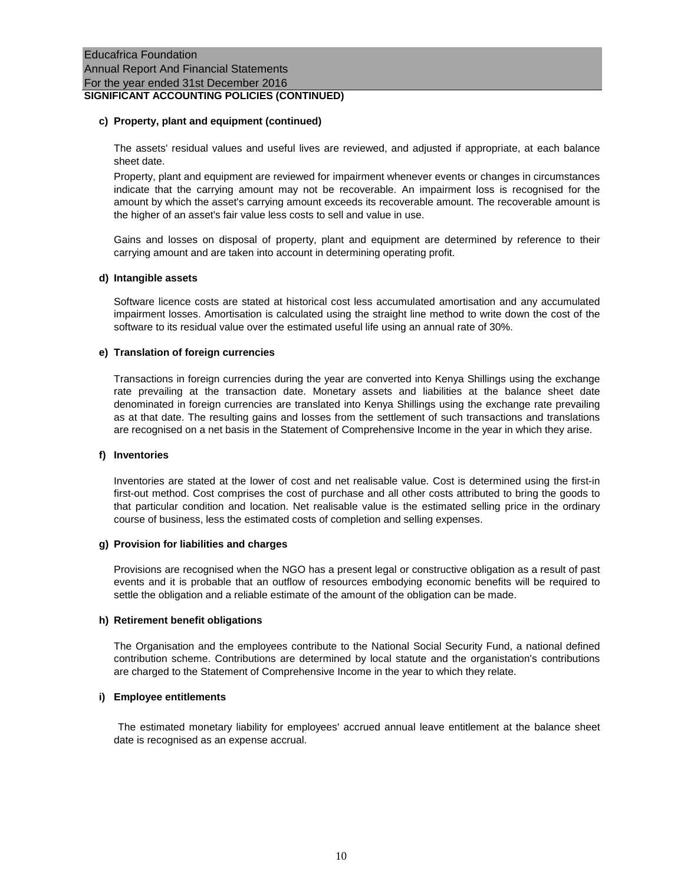**SIGNIFICANT ACCOUNTING POLICIES (CONTINUED)**

**c) Property, plant and equipment (continued)**

The assets' residual values and useful lives are reviewed, and adjusted if appropriate, at each balance sheet date.

Property, plant and equipment are reviewed for impairment whenever events or changes in circumstances indicate that the carrying amount may not be recoverable. An impairment loss is recognised for the amount by which the asset's carrying amount exceeds its recoverable amount. The recoverable amount is the higher of an asset's fair value less costs to sell and value in use.

Gains and losses on disposal of property, plant and equipment are determined by reference to their carrying amount and are taken into account in determining operating profit.

**d) Intangible assets**

Software licence costs are stated at historical cost less accumulated amortisation and any accumulated impairment losses. Amortisation is calculated using the straight line method to write down the cost of the software to its residual value over the estimated useful life using an annual rate of 30%.

**e) Translation of foreign currencies**

Transactions in foreign currencies during the year are converted into Kenya Shillings using the exchange rate prevailing at the transaction date. Monetary assets and liabilities at the balance sheet date denominated in foreign currencies are translated into Kenya Shillings using the exchange rate prevailing as at that date. The resulting gains and losses from the settlement of such transactions and translations are recognised on a net basis in the Statement of Comprehensive Income in the year in which they arise.

**f) Inventories**

Inventories are stated at the lower of cost and net realisable value. Cost is determined using the first-in first-out method. Cost comprises the cost of purchase and all other costs attributed to bring the goods to that particular condition and location. Net realisable value is the estimated selling price in the ordinary course of business, less the estimated costs of completion and selling expenses.

**g) Provision for liabilities and charges**

Provisions are recognised when the NGO has a present legal or constructive obligation as a result of past events and it is probable that an outflow of resources embodying economic benefits will be required to settle the obligation and a reliable estimate of the amount of the obligation can be made.

**h) Retirement benefit obligations**

The Organisation and the employees contribute to the National Social Security Fund, a national defined contribution scheme. Contributions are determined by local statute and the organistation's contributions are charged to the Statement of Comprehensive Income in the year to which they relate.

**i) Employee entitlements**

The estimated monetary liability for employees' accrued annual leave entitlement at the balance sheet date is recognised as an expense accrual.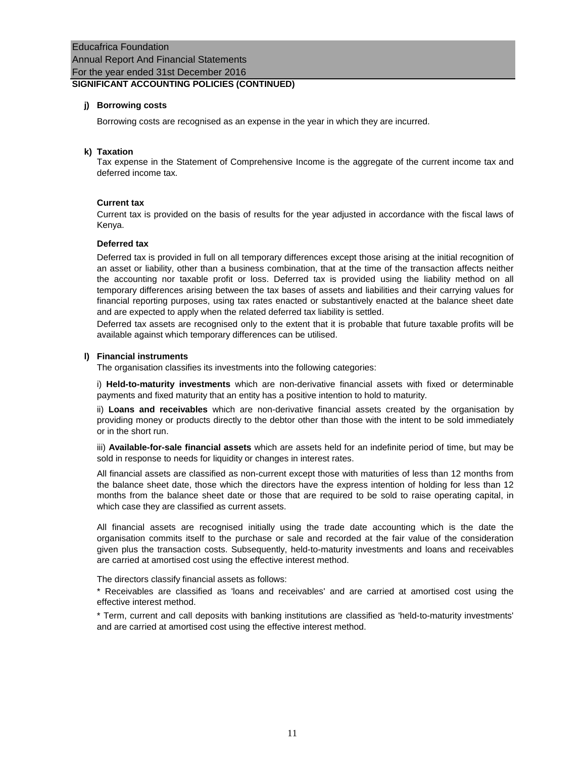## SIGNIFICANT ACCOUNTING POLICIES (CONTINUED)

**j) Borrowing costs**

Borrowing costs are recognised as an expense in the year in which they are incurred.

**k) Taxation**

Tax expense in the Statement of Comprehensive Income is the aggregate of the current income tax and deferred income tax.

**Current tax**

Current tax is provided on the basis of results for the year adjusted in accordance with the fiscal laws of Kenya.

**Deferred tax**

Deferred tax is provided in full on all temporary differences except those arising at the initial recognition of an asset or liability, other than a business combination, that at the time of the transaction affects neither the accounting nor taxable profit or loss. Deferred tax is provided using the liability method on all temporary differences arising between the tax bases of assets and liabilities and their carrying values for financial reporting purposes, using tax rates enacted or substantively enacted at the balance sheet date and are expected to apply when the related deferred tax liability is settled.

Deferred tax assets are recognised only to the extent that it is probable that future taxable profits will be available against which temporary differences can be utilised.

**l) Financial instruments**

The organisation classifies its investments into the following categories:

i) **Held-to-maturity investments** which are non-derivative financial assets with fixed or determinable payments and fixed maturity that an entity has a positive intention to hold to maturity.

ii) **Loans and receivables** which are non-derivative financial assets created by the organisation by providing money or products directly to the debtor other than those with the intent to be sold immediately or in the short run.

iii) **Available-for-sale financial assets** which are assets held for an indefinite period of time, but may be sold in response to needs for liquidity or changes in interest rates.

All financial assets are classified as non-current except those with maturities of less than 12 months from the balance sheet date, those which the directors have the express intention of holding for less than 12 months from the balance sheet date or those that are required to be sold to raise operating capital, in which case they are classified as current assets.

All financial assets are recognised initially using the trade date accounting which is the date the organisation commits itself to the purchase or sale and recorded at the fair value of the consideration given plus the transaction costs. Subsequently, held-to-maturity investments and loans and receivables are carried at amortised cost using the effective interest method.

The directors classify financial assets as follows:

* Receivables are classified as 'loans and receivables' and are carried at amortised cost using the effective interest method.

* Term, current and call deposits with banking institutions are classified as 'held-to-maturity investments' and are carried at amortised cost using the effective interest method.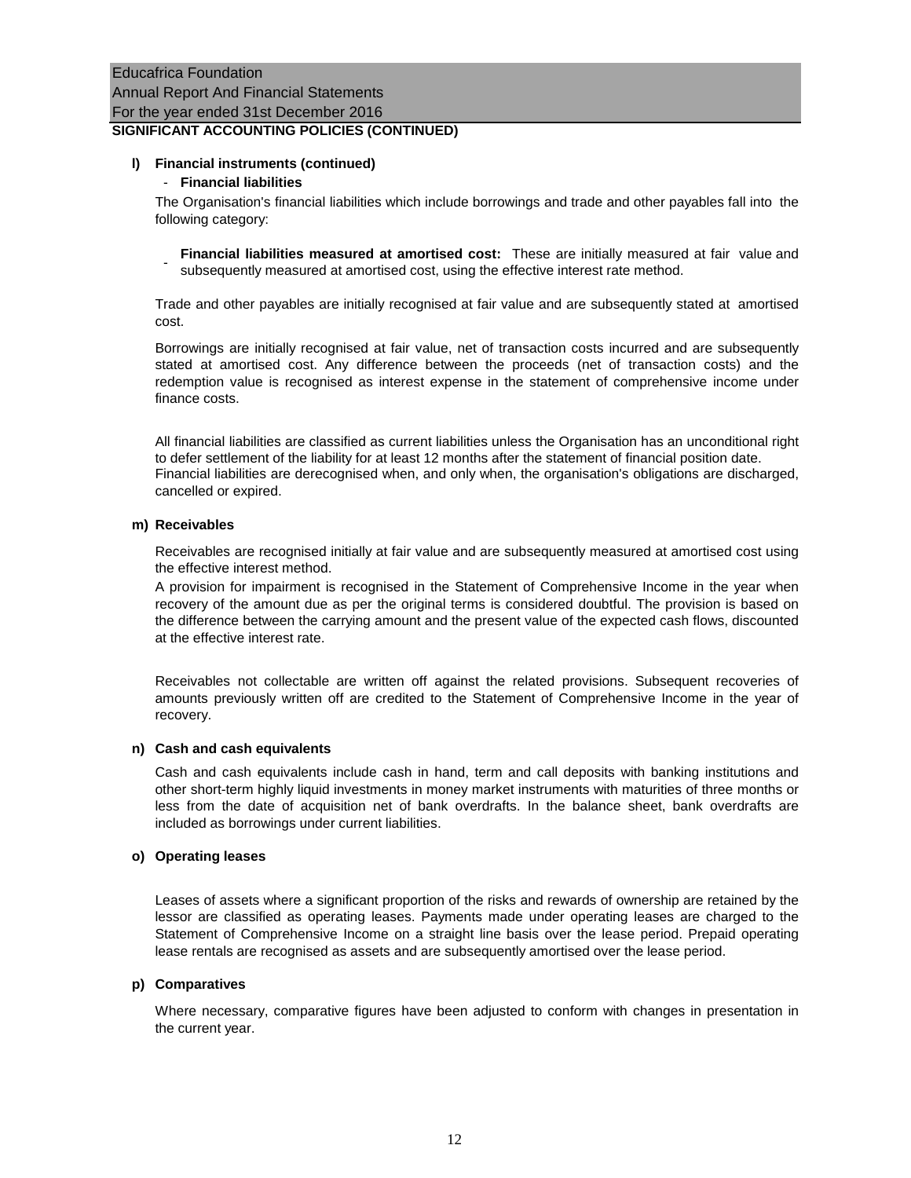## SIGNIFICANT ACCOUNTING POLICIES (CONTINUED)

**l) Financial instruments (continued)**

- **Financial liabilities**

The Organisation's financial liabilities which include borrowings and trade and other payables fall into the following category:

- **Financial liabilities measured at amortised cost:** These are initially measured at fair value and subsequently measured at amortised cost, using the effective interest rate method.

Trade and other payables are initially recognised at fair value and are subsequently stated at amortised cost.

Borrowings are initially recognised at fair value, net of transaction costs incurred and are subsequently stated at amortised cost. Any difference between the proceeds (net of transaction costs) and the redemption value is recognised as interest expense in the statement of comprehensive income under finance costs.

All financial liabilities are classified as current liabilities unless the Organisation has an unconditional right to defer settlement of the liability for at least 12 months after the statement of financial position date. Financial liabilities are derecognised when, and only when, the organisation's obligations are discharged, cancelled or expired.

**m) Receivables**

Receivables are recognised initially at fair value and are subsequently measured at amortised cost using the effective interest method.

A provision for impairment is recognised in the Statement of Comprehensive Income in the year when recovery of the amount due as per the original terms is considered doubtful. The provision is based on the difference between the carrying amount and the present value of the expected cash flows, discounted at the effective interest rate.

Receivables not collectable are written off against the related provisions. Subsequent recoveries of amounts previously written off are credited to the Statement of Comprehensive Income in the year of recovery.

**n) Cash and cash equivalents**

Cash and cash equivalents include cash in hand, term and call deposits with banking institutions and other short-term highly liquid investments in money market instruments with maturities of three months or less from the date of acquisition net of bank overdrafts. In the balance sheet, bank overdrafts are included as borrowings under current liabilities.

**o) Operating leases**

Leases of assets where a significant proportion of the risks and rewards of ownership are retained by the lessor are classified as operating leases. Payments made under operating leases are charged to the Statement of Comprehensive Income on a straight line basis over the lease period. Prepaid operating lease rentals are recognised as assets and are subsequently amortised over the lease period.

**p) Comparatives**

Where necessary, comparative figures have been adjusted to conform with changes in presentation in the current year.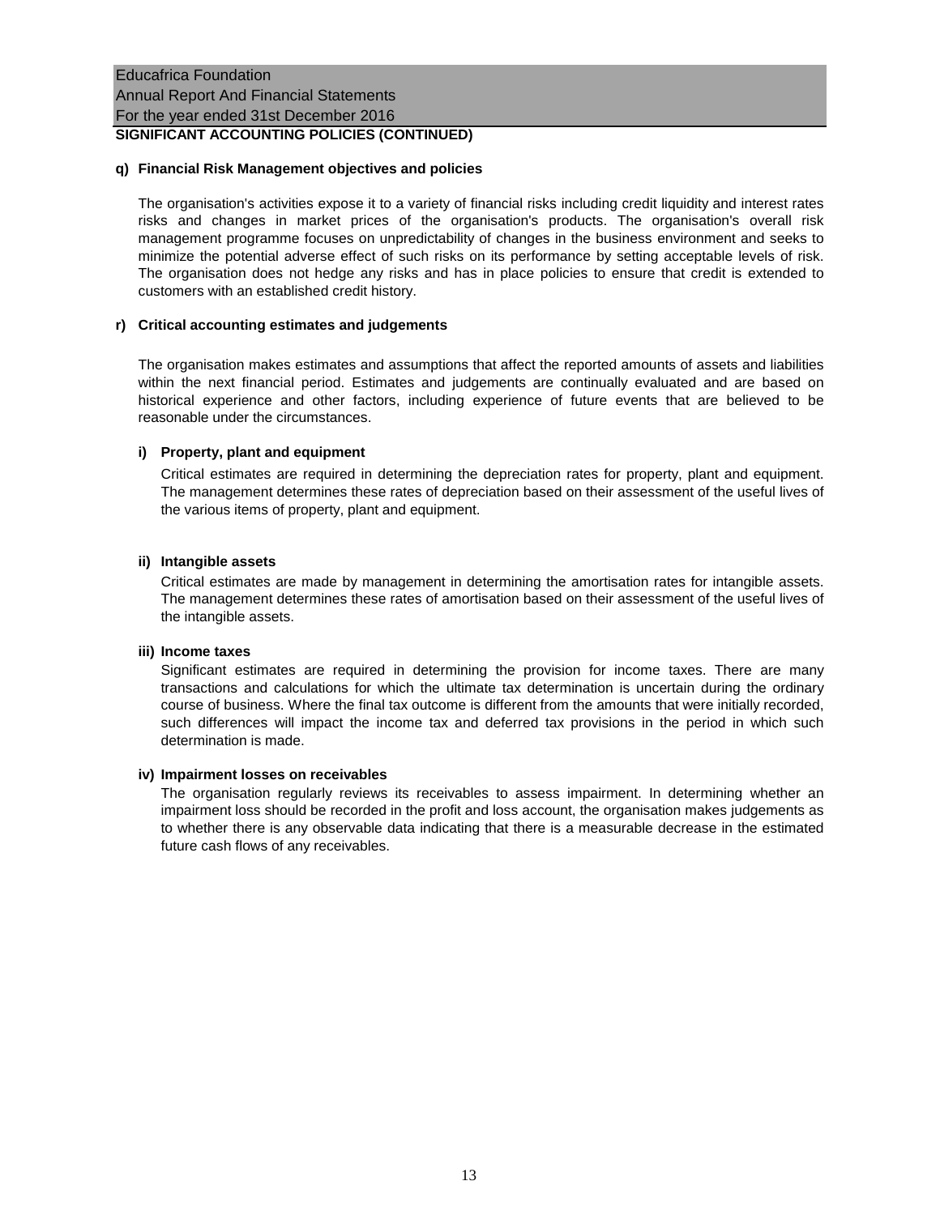**SIGNIFICANT ACCOUNTING POLICIES (CONTINUED)**

**q) Financial Risk Management objectives and policies**

The organisation's activities expose it to a variety of financial risks including credit liquidity and interest rates risks and changes in market prices of the organisation's products. The organisation's overall risk management programme focuses on unpredictability of changes in the business environment and seeks to minimize the potential adverse effect of such risks on its performance by setting acceptable levels of risk. The organisation does not hedge any risks and has in place policies to ensure that credit is extended to customers with an established credit history.

**r) Critical accounting estimates and judgements**

The organisation makes estimates and assumptions that affect the reported amounts of assets and liabilities within the next financial period. Estimates and judgements are continually evaluated and are based on historical experience and other factors, including experience of future events that are believed to be reasonable under the circumstances.

**i) Property, plant and equipment**

Critical estimates are required in determining the depreciation rates for property, plant and equipment. The management determines these rates of depreciation based on their assessment of the useful lives of the various items of property, plant and equipment.

**ii) Intangible assets**

Critical estimates are made by management in determining the amortisation rates for intangible assets. The management determines these rates of amortisation based on their assessment of the useful lives of the intangible assets.

**iii) Income taxes**

Significant estimates are required in determining the provision for income taxes. There are many transactions and calculations for which the ultimate tax determination is uncertain during the ordinary course of business. Where the final tax outcome is different from the amounts that were initially recorded, such differences will impact the income tax and deferred tax provisions in the period in which such determination is made.

**iv) Impairment losses on receivables**

The organisation regularly reviews its receivables to assess impairment. In determining whether an impairment loss should be recorded in the profit and loss account, the organisation makes judgements as to whether there is any observable data indicating that there is a measurable decrease in the estimated future cash flows of any receivables.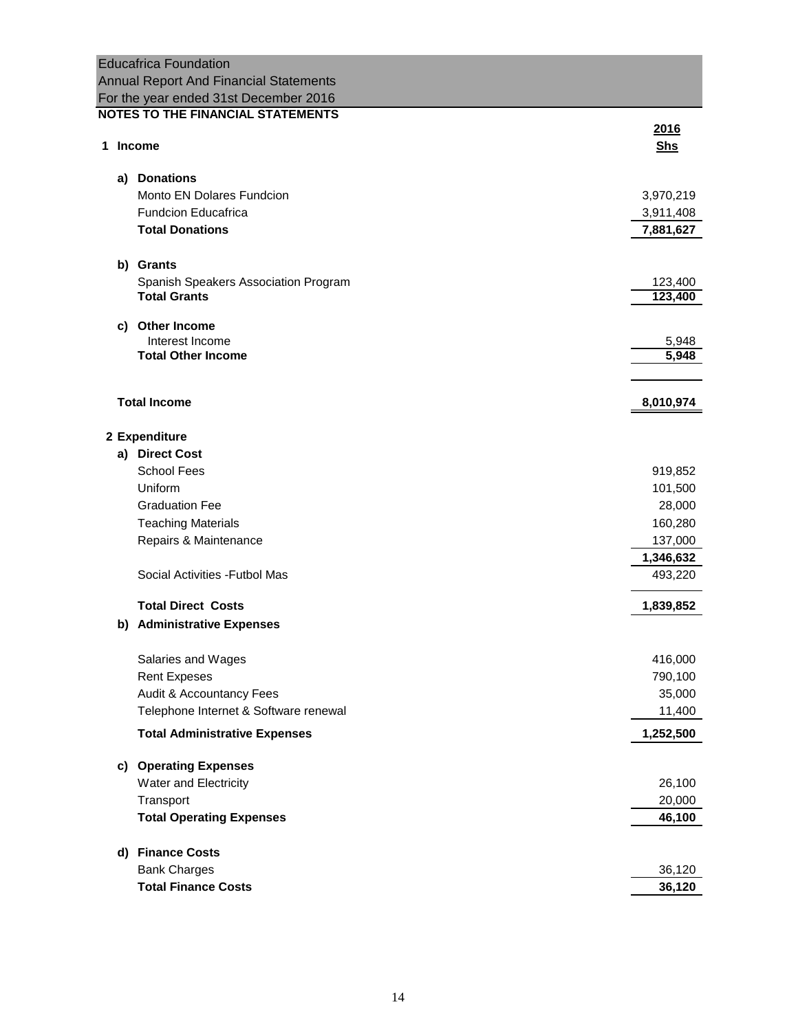Educafrica Foundation
Annual Report And Financial Statements
For the year ended 31st December 2016

## NOTES TO THE FINANCIAL STATEMENTS

| | 2016 |
|---|---|
| **1 Income** | **Shs** |
| | |
| **a) Donations** | |
| Monto EN Dolares Fundcion | 3,970,219 |
| Fundcion Educafrica | 3,911,408 |
| **Total Donations** | **7,881,627** |
| | |
| **b) Grants** | |
| Spanish Speakers Association Program | 123,400 |
| **Total Grants** | **123,400** |
| | |
| **c) Other Income** | |
| Interest Income | 5,948 |
| **Total Other Income** | **5,948** |
| | |
| **Total Income** | **8,010,974** |
| | |
| **2 Expenditure** | |
| **a) Direct Cost** | |
| School Fees | 919,852 |
| Uniform | 101,500 |
| Graduation Fee | 28,000 |
| Teaching Materials | 160,280 |
| Repairs & Maintenance | 137,000 |
| | **1,346,632** |
| Social Activities -Futbol Mas | 493,220 |
| | |
| **Total Direct Costs** | **1,839,852** |
| **b) Administrative Expenses** | |
| | |
| Salaries and Wages | 416,000 |
| Rent Expeses | 790,100 |
| Audit & Accountancy Fees | 35,000 |
| Telephone Internet & Software renewal | 11,400 |
| **Total Administrative Expenses** | **1,252,500** |
| | |
| **c) Operating Expenses** | |
| Water and Electricity | 26,100 |
| Transport | 20,000 |
| **Total Operating Expenses** | **46,100** |
| | |
| **d) Finance Costs** | |
| Bank Charges | 36,120 |
| **Total Finance Costs** | **36,120** |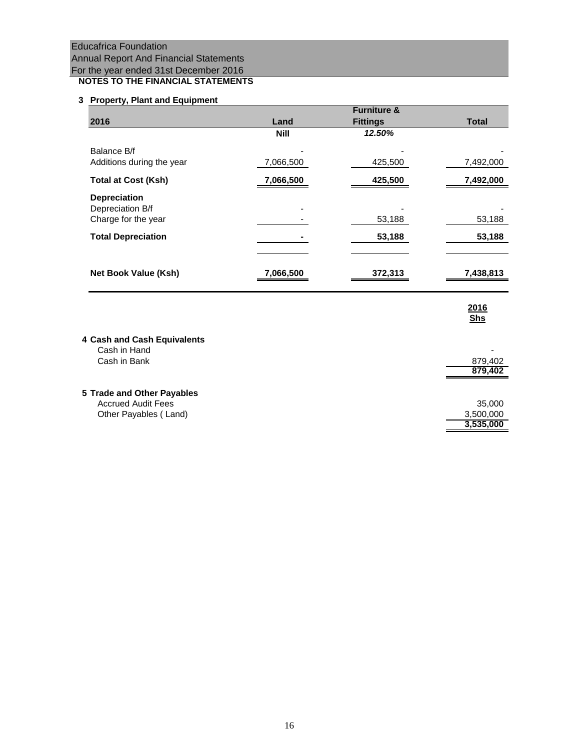Educafrica Foundation
Annual Report And Financial Statements
For the year ended 31st December 2016

**NOTES TO THE FINANCIAL STATEMENTS**

**3 Property, Plant and Equipment**

| 2016 | Land | Furniture & Fittings | Total |
|---|---|---|---|
| | **Nill** | ***12.50%*** | |
| Balance B/f | - | - | - |
| Additions during the year | 7,066,500 | 425,500 | 7,492,000 |
| **Total at Cost (Ksh)** | **7,066,500** | **425,500** | **7,492,000** |
| **Depreciation** | | | |
| Depreciation B/f | - | - | - |
| Charge for the year | - | 53,188 | 53,188 |
| **Total Depreciation** | **-** | **53,188** | **53,188** |
| **Net Book Value (Ksh)** | **7,066,500** | **372,313** | **7,438,813** |

| | 2016 Shs |
|---|---|
| **4 Cash and Cash Equivalents** | |
| Cash in Hand | - |
| Cash in Bank | 879,402 |
| | **879,402** |
| **5 Trade and Other Payables** | |
| Accrued Audit Fees | 35,000 |
| Other Payables ( Land) | 3,500,000 |
| | **3,535,000** |